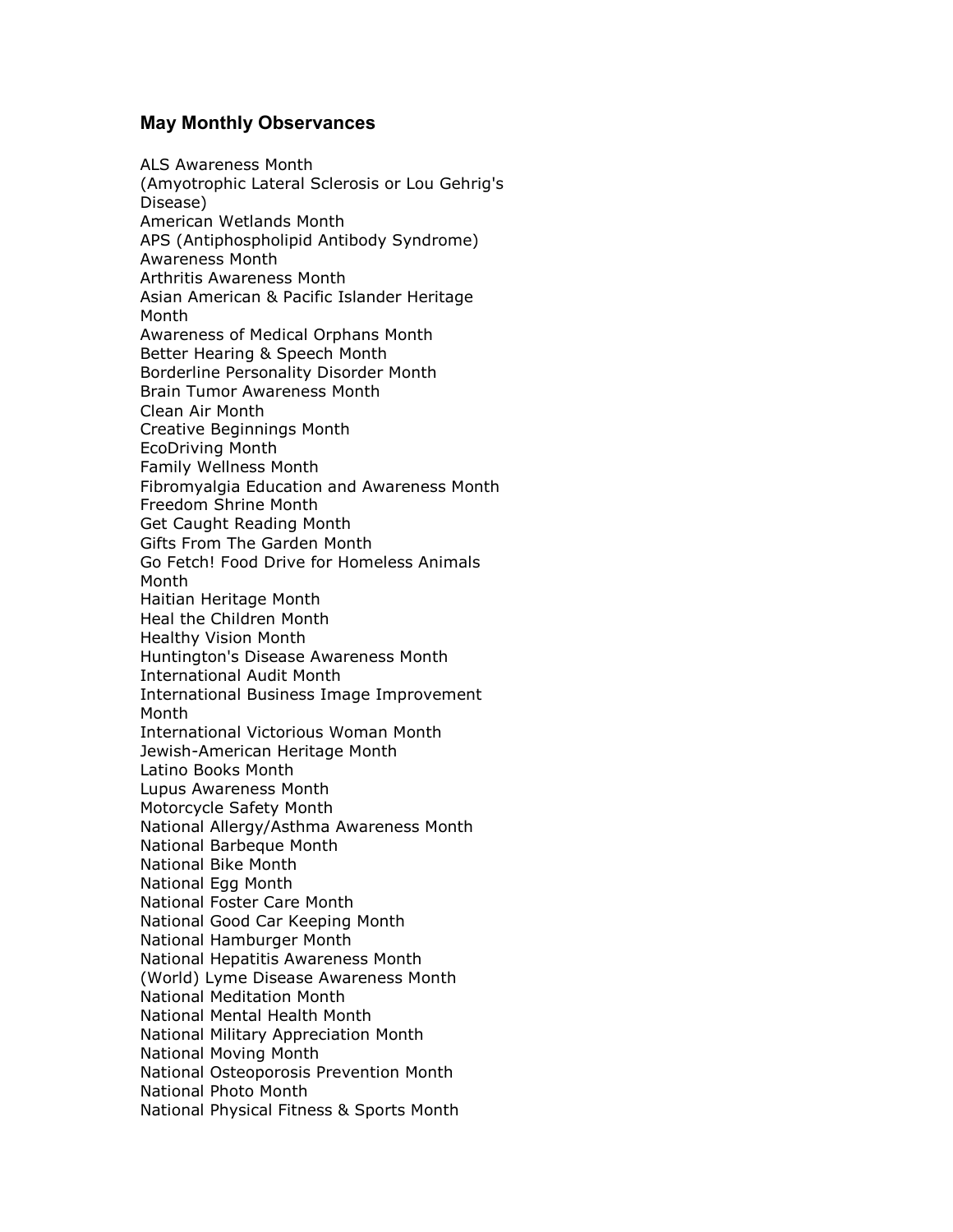### May Monthly Observances

ALS Awareness Month
(Amyotrophic Lateral Sclerosis or Lou Gehrig's Disease)
American Wetlands Month
APS (Antiphospholipid Antibody Syndrome) Awareness Month
Arthritis Awareness Month
Asian American & Pacific Islander Heritage Month
Awareness of Medical Orphans Month
Better Hearing & Speech Month
Borderline Personality Disorder Month
Brain Tumor Awareness Month
Clean Air Month
Creative Beginnings Month
EcoDriving Month
Family Wellness Month
Fibromyalgia Education and Awareness Month
Freedom Shrine Month
Get Caught Reading Month
Gifts From The Garden Month
Go Fetch! Food Drive for Homeless Animals Month
Haitian Heritage Month
Heal the Children Month
Healthy Vision Month
Huntington's Disease Awareness Month
International Audit Month
International Business Image Improvement Month
International Victorious Woman Month
Jewish-American Heritage Month
Latino Books Month
Lupus Awareness Month
Motorcycle Safety Month
National Allergy/Asthma Awareness Month
National Barbeque Month
National Bike Month
National Egg Month
National Foster Care Month
National Good Car Keeping Month
National Hamburger Month
National Hepatitis Awareness Month
(World) Lyme Disease Awareness Month
National Meditation Month
National Mental Health Month
National Military Appreciation Month
National Moving Month
National Osteoporosis Prevention Month
National Photo Month
National Physical Fitness & Sports Month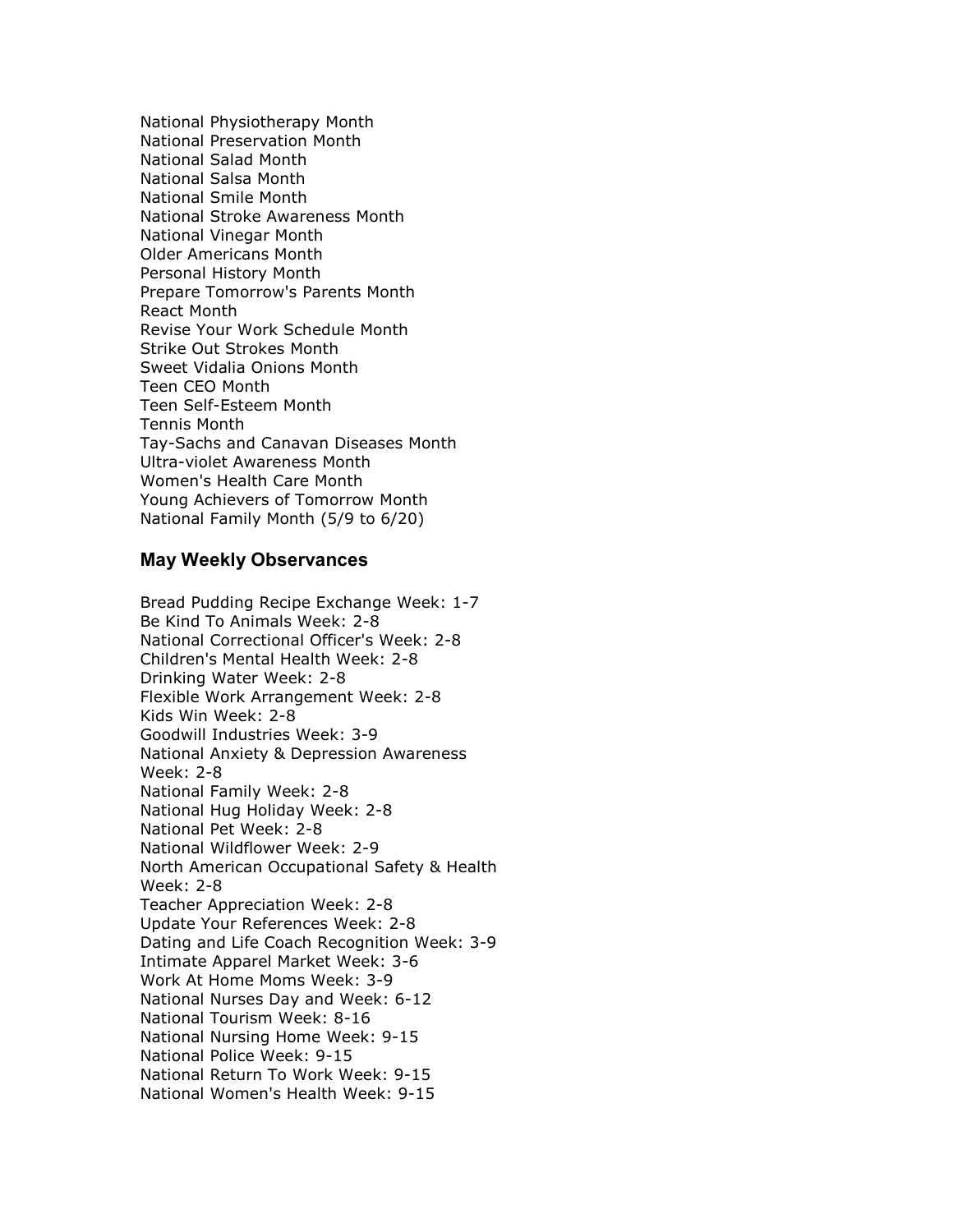National Physiotherapy Month
National Preservation Month
National Salad Month
National Salsa Month
National Smile Month
National Stroke Awareness Month
National Vinegar Month
Older Americans Month
Personal History Month
Prepare Tomorrow's Parents Month
React Month
Revise Your Work Schedule Month
Strike Out Strokes Month
Sweet Vidalia Onions Month
Teen CEO Month
Teen Self-Esteem Month
Tennis Month
Tay-Sachs and Canavan Diseases Month
Ultra-violet Awareness Month
Women's Health Care Month
Young Achievers of Tomorrow Month
National Family Month (5/9 to 6/20)

### May Weekly Observances

Bread Pudding Recipe Exchange Week: 1-7
Be Kind To Animals Week: 2-8
National Correctional Officer's Week: 2-8
Children's Mental Health Week: 2-8
Drinking Water Week: 2-8
Flexible Work Arrangement Week: 2-8
Kids Win Week: 2-8
Goodwill Industries Week: 3-9
National Anxiety & Depression Awareness Week: 2-8
National Family Week: 2-8
National Hug Holiday Week: 2-8
National Pet Week: 2-8
National Wildflower Week: 2-9
North American Occupational Safety & Health Week: 2-8
Teacher Appreciation Week: 2-8
Update Your References Week: 2-8
Dating and Life Coach Recognition Week: 3-9
Intimate Apparel Market Week: 3-6
Work At Home Moms Week: 3-9
National Nurses Day and Week: 6-12
National Tourism Week: 8-16
National Nursing Home Week: 9-15
National Police Week: 9-15
National Return To Work Week: 9-15
National Women's Health Week: 9-15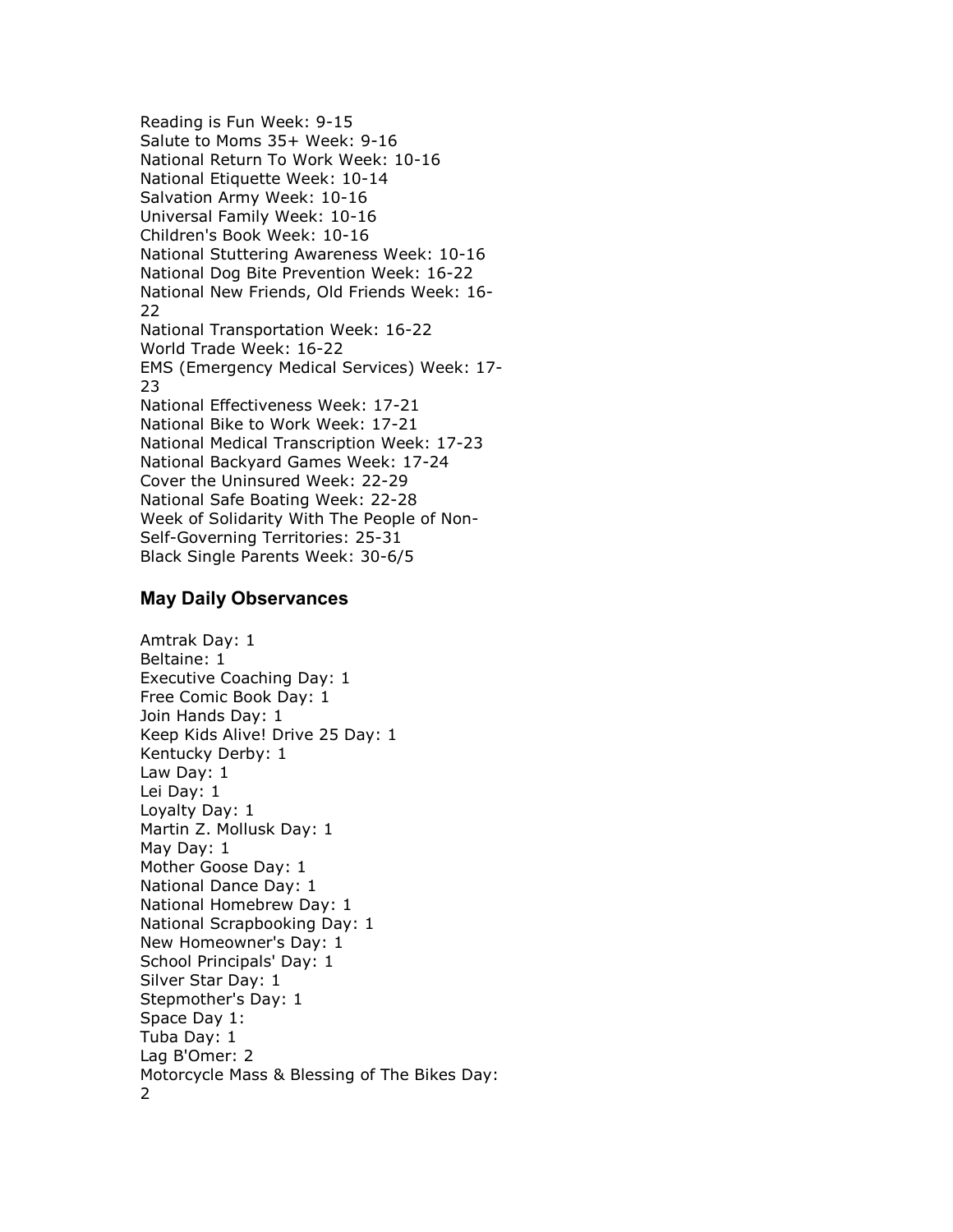Reading is Fun Week: 9-15
Salute to Moms 35+ Week: 9-16
National Return To Work Week: 10-16
National Etiquette Week: 10-14
Salvation Army Week: 10-16
Universal Family Week: 10-16
Children's Book Week: 10-16
National Stuttering Awareness Week: 10-16
National Dog Bite Prevention Week: 16-22
National New Friends, Old Friends Week: 16-22
National Transportation Week: 16-22
World Trade Week: 16-22
EMS (Emergency Medical Services) Week: 17-23
National Effectiveness Week: 17-21
National Bike to Work Week: 17-21
National Medical Transcription Week: 17-23
National Backyard Games Week: 17-24
Cover the Uninsured Week: 22-29
National Safe Boating Week: 22-28
Week of Solidarity With The People of Non-Self-Governing Territories: 25-31
Black Single Parents Week: 30-6/5

### May Daily Observances

Amtrak Day: 1
Beltaine: 1
Executive Coaching Day: 1
Free Comic Book Day: 1
Join Hands Day: 1
Keep Kids Alive! Drive 25 Day: 1
Kentucky Derby: 1
Law Day: 1
Lei Day: 1
Loyalty Day: 1
Martin Z. Mollusk Day: 1
May Day: 1
Mother Goose Day: 1
National Dance Day: 1
National Homebrew Day: 1
National Scrapbooking Day: 1
New Homeowner's Day: 1
School Principals' Day: 1
Silver Star Day: 1
Stepmother's Day: 1
Space Day 1:
Tuba Day: 1
Lag B'Omer: 2
Motorcycle Mass & Blessing of The Bikes Day: 2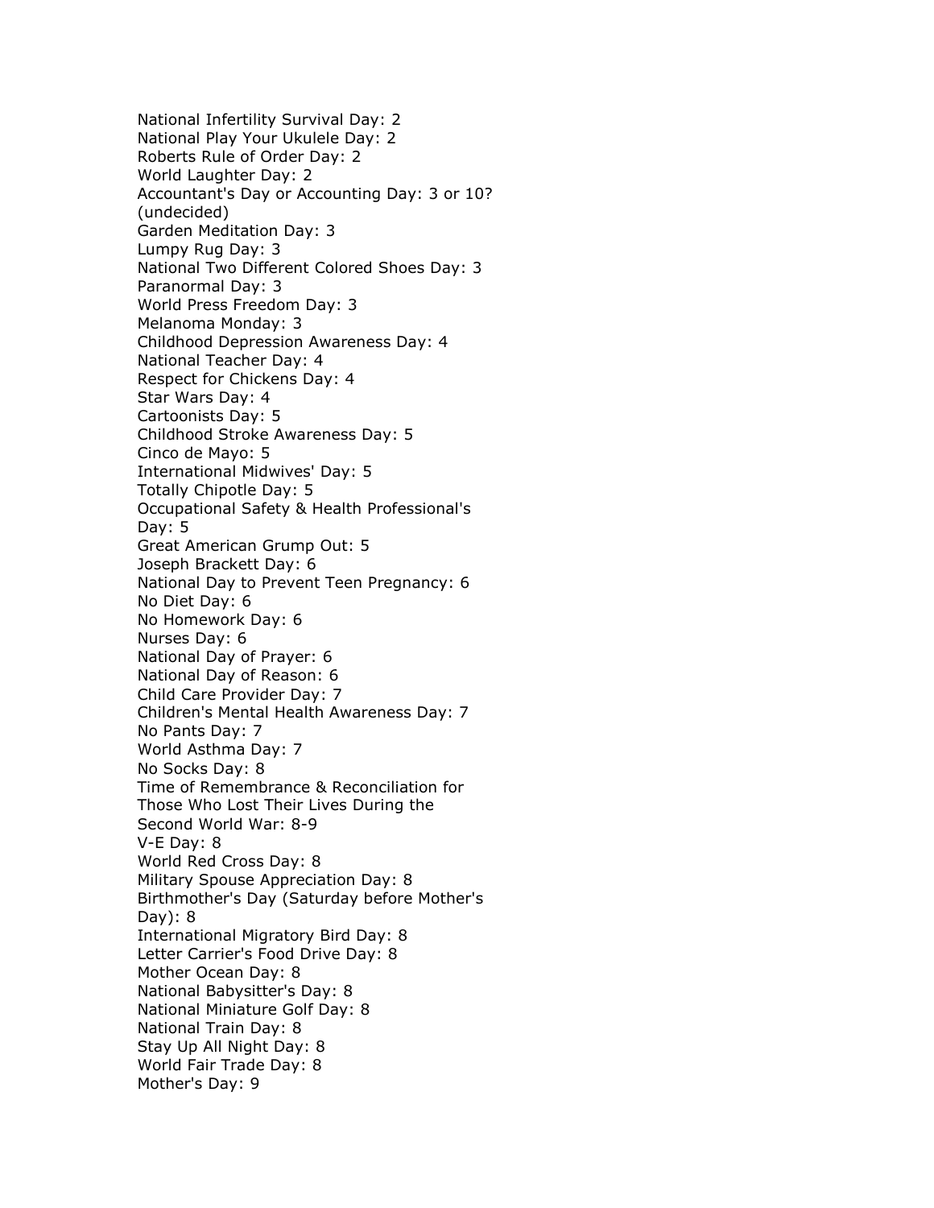National Infertility Survival Day: 2
National Play Your Ukulele Day: 2
Roberts Rule of Order Day: 2
World Laughter Day: 2
Accountant's Day or Accounting Day: 3 or 10? (undecided)
Garden Meditation Day: 3
Lumpy Rug Day: 3
National Two Different Colored Shoes Day: 3
Paranormal Day: 3
World Press Freedom Day: 3
Melanoma Monday: 3
Childhood Depression Awareness Day: 4
National Teacher Day: 4
Respect for Chickens Day: 4
Star Wars Day: 4
Cartoonists Day: 5
Childhood Stroke Awareness Day: 5
Cinco de Mayo: 5
International Midwives' Day: 5
Totally Chipotle Day: 5
Occupational Safety & Health Professional's Day: 5
Great American Grump Out: 5
Joseph Brackett Day: 6
National Day to Prevent Teen Pregnancy: 6
No Diet Day: 6
No Homework Day: 6
Nurses Day: 6
National Day of Prayer: 6
National Day of Reason: 6
Child Care Provider Day: 7
Children's Mental Health Awareness Day: 7
No Pants Day: 7
World Asthma Day: 7
No Socks Day: 8
Time of Remembrance & Reconciliation for Those Who Lost Their Lives During the Second World War: 8-9
V-E Day: 8
World Red Cross Day: 8
Military Spouse Appreciation Day: 8
Birthmother's Day (Saturday before Mother's Day): 8
International Migratory Bird Day: 8
Letter Carrier's Food Drive Day: 8
Mother Ocean Day: 8
National Babysitter's Day: 8
National Miniature Golf Day: 8
National Train Day: 8
Stay Up All Night Day: 8
World Fair Trade Day: 8
Mother's Day: 9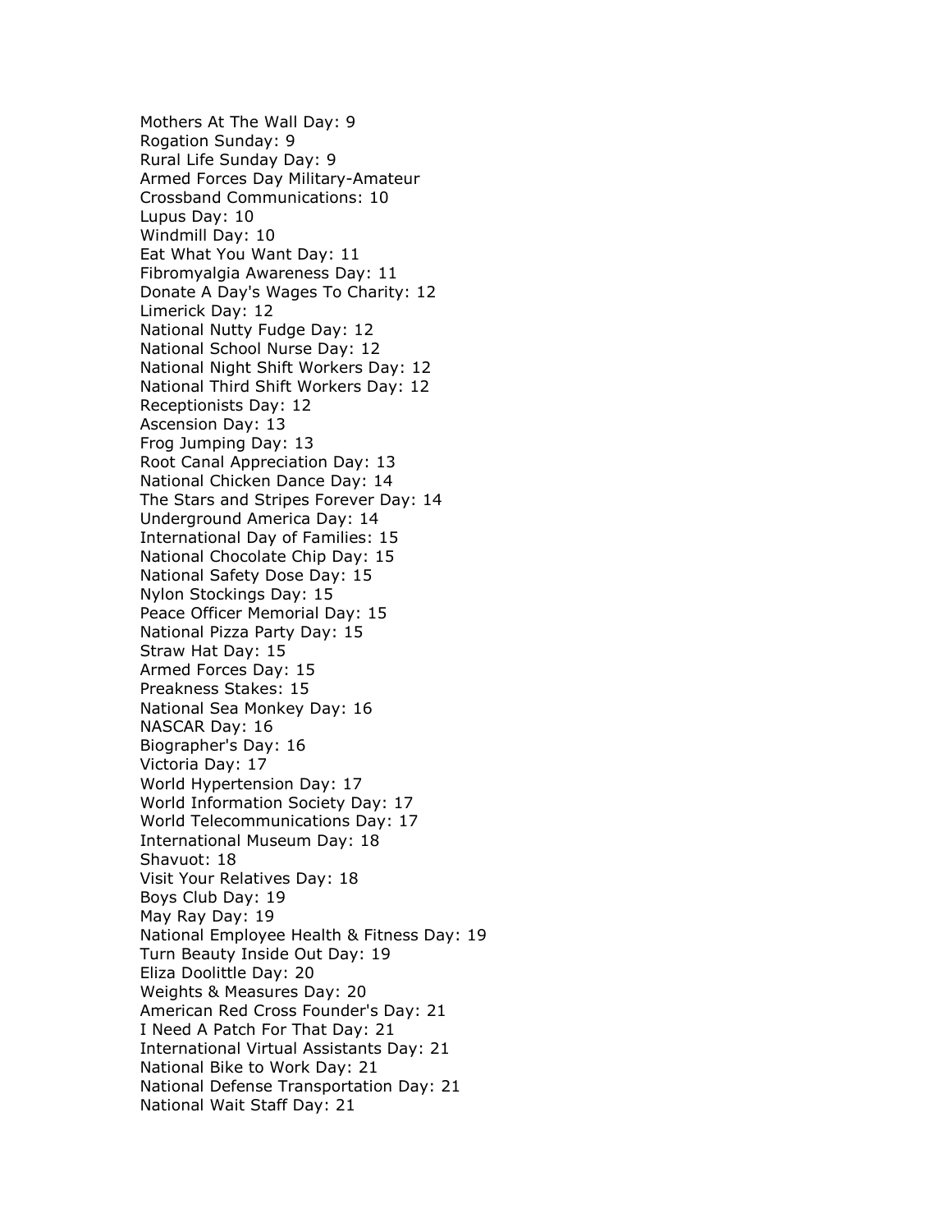Mothers At The Wall Day: 9
Rogation Sunday: 9
Rural Life Sunday Day: 9
Armed Forces Day Military-Amateur
Crossband Communications: 10
Lupus Day: 10
Windmill Day: 10
Eat What You Want Day: 11
Fibromyalgia Awareness Day: 11
Donate A Day's Wages To Charity: 12
Limerick Day: 12
National Nutty Fudge Day: 12
National School Nurse Day: 12
National Night Shift Workers Day: 12
National Third Shift Workers Day: 12
Receptionists Day: 12
Ascension Day: 13
Frog Jumping Day: 13
Root Canal Appreciation Day: 13
National Chicken Dance Day: 14
The Stars and Stripes Forever Day: 14
Underground America Day: 14
International Day of Families: 15
National Chocolate Chip Day: 15
National Safety Dose Day: 15
Nylon Stockings Day: 15
Peace Officer Memorial Day: 15
National Pizza Party Day: 15
Straw Hat Day: 15
Armed Forces Day: 15
Preakness Stakes: 15
National Sea Monkey Day: 16
NASCAR Day: 16
Biographer's Day: 16
Victoria Day: 17
World Hypertension Day: 17
World Information Society Day: 17
World Telecommunications Day: 17
International Museum Day: 18
Shavuot: 18
Visit Your Relatives Day: 18
Boys Club Day: 19
May Ray Day: 19
National Employee Health & Fitness Day: 19
Turn Beauty Inside Out Day: 19
Eliza Doolittle Day: 20
Weights & Measures Day: 20
American Red Cross Founder's Day: 21
I Need A Patch For That Day: 21
International Virtual Assistants Day: 21
National Bike to Work Day: 21
National Defense Transportation Day: 21
National Wait Staff Day: 21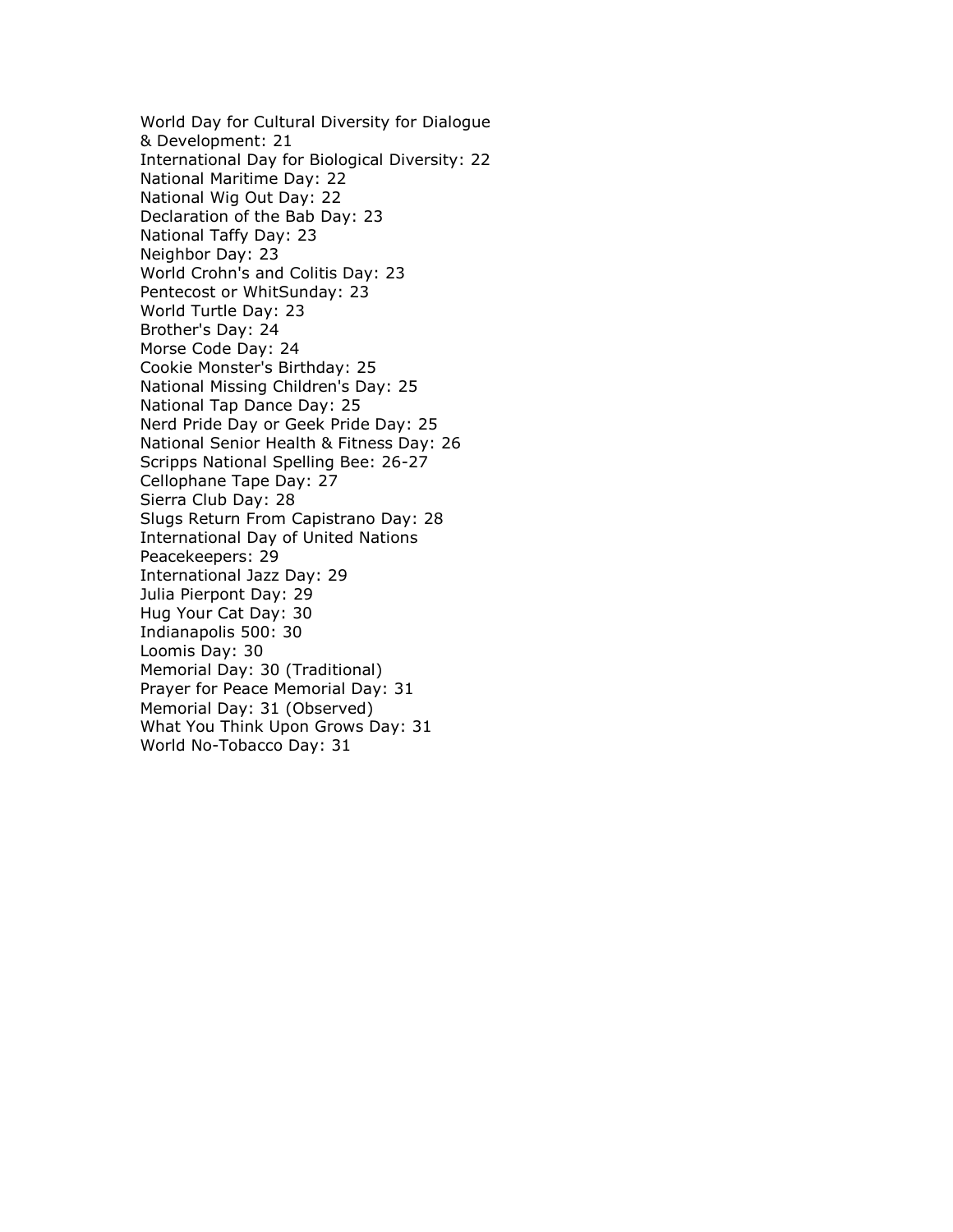World Day for Cultural Diversity for Dialogue & Development: 21
International Day for Biological Diversity: 22
National Maritime Day: 22
National Wig Out Day: 22
Declaration of the Bab Day: 23
National Taffy Day: 23
Neighbor Day: 23
World Crohn's and Colitis Day: 23
Pentecost or WhitSunday: 23
World Turtle Day: 23
Brother's Day: 24
Morse Code Day: 24
Cookie Monster's Birthday: 25
National Missing Children's Day: 25
National Tap Dance Day: 25
Nerd Pride Day or Geek Pride Day: 25
National Senior Health & Fitness Day: 26
Scripps National Spelling Bee: 26-27
Cellophane Tape Day: 27
Sierra Club Day: 28
Slugs Return From Capistrano Day: 28
International Day of United Nations Peacekeepers: 29
International Jazz Day: 29
Julia Pierpont Day: 29
Hug Your Cat Day: 30
Indianapolis 500: 30
Loomis Day: 30
Memorial Day: 30 (Traditional)
Prayer for Peace Memorial Day: 31
Memorial Day: 31 (Observed)
What You Think Upon Grows Day: 31
World No-Tobacco Day: 31